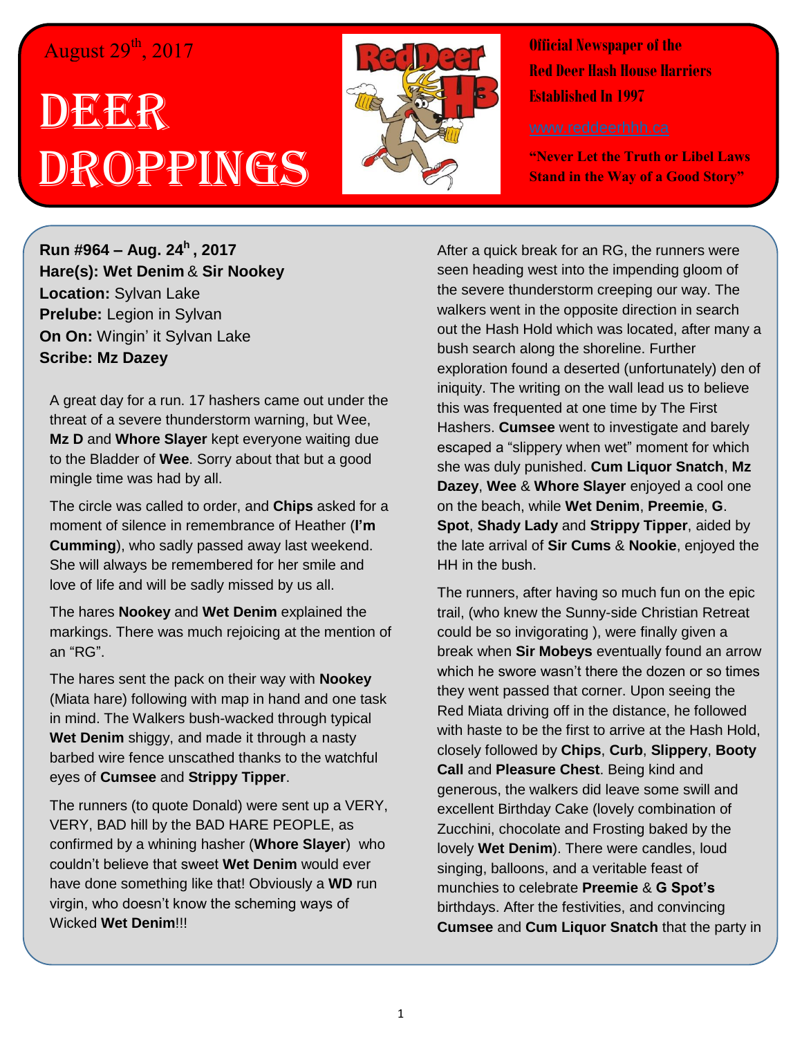August 29th, 2017

# DEER DROPPINGS

**Official Newspaper of the Red Deer Hash House Harriers Established In 1997**

www.reddeerhhh.ca

**"Never Let the Truth or Libel Laws Stand in the Way of a Good Story"**

**Run #964 – Aug. 24h , 2017**
**Hare(s): Wet Denim** & **Sir Nookey**
**Location:** Sylvan Lake
**Prelube:** Legion in Sylvan
**On On:** Wingin' it Sylvan Lake
**Scribe: Mz Dazey**

A great day for a run. 17 hashers came out under the threat of a severe thunderstorm warning, but Wee, **Mz D** and **Whore Slayer** kept everyone waiting due to the Bladder of **Wee**. Sorry about that but a good mingle time was had by all.

The circle was called to order, and **Chips** asked for a moment of silence in remembrance of Heather (**I'm Cumming**), who sadly passed away last weekend. She will always be remembered for her smile and love of life and will be sadly missed by us all.

The hares **Nookey** and **Wet Denim** explained the markings. There was much rejoicing at the mention of an "RG".

The hares sent the pack on their way with **Nookey** (Miata hare) following with map in hand and one task in mind. The Walkers bush-wacked through typical **Wet Denim** shiggy, and made it through a nasty barbed wire fence unscathed thanks to the watchful eyes of **Cumsee** and **Strippy Tipper**.

The runners (to quote Donald) were sent up a VERY, VERY, BAD hill by the BAD HARE PEOPLE, as confirmed by a whining hasher (**Whore Slayer**) who couldn't believe that sweet **Wet Denim** would ever have done something like that! Obviously a **WD** run virgin, who doesn't know the scheming ways of Wicked **Wet Denim**!!!

After a quick break for an RG, the runners were seen heading west into the impending gloom of the severe thunderstorm creeping our way. The walkers went in the opposite direction in search out the Hash Hold which was located, after many a bush search along the shoreline. Further exploration found a deserted (unfortunately) den of iniquity. The writing on the wall lead us to believe this was frequented at one time by The First Hashers. **Cumsee** went to investigate and barely escaped a "slippery when wet" moment for which she was duly punished. **Cum Liquor Snatch**, **Mz Dazey**, **Wee** & **Whore Slayer** enjoyed a cool one on the beach, while **Wet Denim**, **Preemie**, **G. Spot**, **Shady Lady** and **Strippy Tipper**, aided by the late arrival of **Sir Cums** & **Nookie**, enjoyed the HH in the bush.

The runners, after having so much fun on the epic trail, (who knew the Sunny-side Christian Retreat could be so invigorating ), were finally given a break when **Sir Mobeys** eventually found an arrow which he swore wasn't there the dozen or so times they went passed that corner. Upon seeing the Red Miata driving off in the distance, he followed with haste to be the first to arrive at the Hash Hold, closely followed by **Chips**, **Curb**, **Slippery**, **Booty Call** and **Pleasure Chest**. Being kind and generous, the walkers did leave some swill and excellent Birthday Cake (lovely combination of Zucchini, chocolate and Frosting baked by the lovely **Wet Denim**). There were candles, loud singing, balloons, and a veritable feast of munchies to celebrate **Preemie** & **G Spot's** birthdays. After the festivities, and convincing **Cumsee** and **Cum Liquor Snatch** that the party in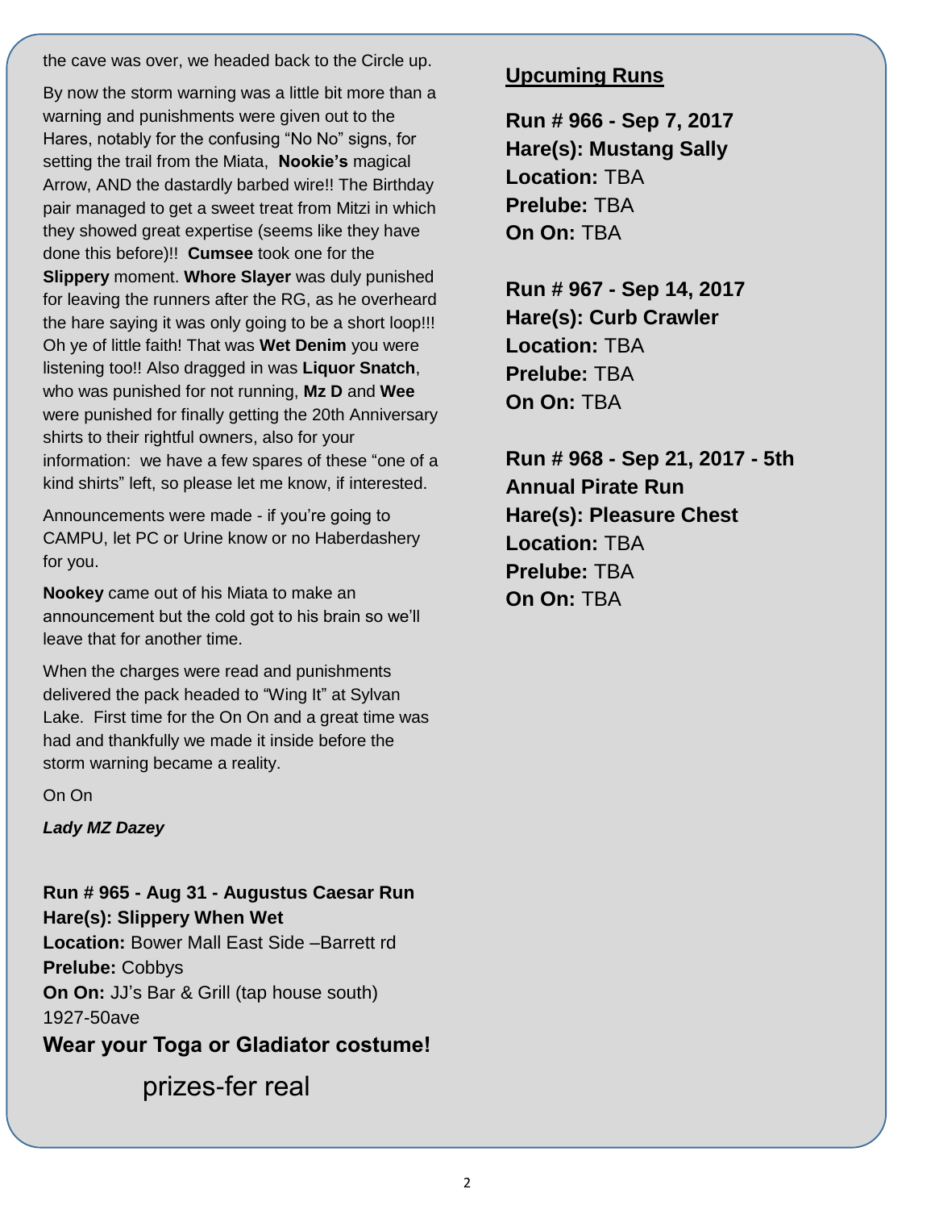the cave was over, we headed back to the Circle up.

By now the storm warning was a little bit more than a warning and punishments were given out to the Hares, notably for the confusing "No No" signs, for setting the trail from the Miata, **Nookie's** magical Arrow, AND the dastardly barbed wire!! The Birthday pair managed to get a sweet treat from Mitzi in which they showed great expertise (seems like they have done this before)!! **Cumsee** took one for the **Slippery** moment. **Whore Slayer** was duly punished for leaving the runners after the RG, as he overheard the hare saying it was only going to be a short loop!!! Oh ye of little faith! That was **Wet Denim** you were listening too!! Also dragged in was **Liquor Snatch**, who was punished for not running, **Mz D** and **Wee** were punished for finally getting the 20th Anniversary shirts to their rightful owners, also for your information: we have a few spares of these "one of a kind shirts" left, so please let me know, if interested.

Announcements were made - if you're going to CAMPU, let PC or Urine know or no Haberdashery for you.

**Nookey** came out of his Miata to make an announcement but the cold got to his brain so we'll leave that for another time.

When the charges were read and punishments delivered the pack headed to "Wing It" at Sylvan Lake. First time for the On On and a great time was had and thankfully we made it inside before the storm warning became a reality.

On On

***Lady MZ Dazey***

**Run # 965 - Aug 31 - Augustus Caesar Run**
**Hare(s): Slippery When Wet**
**Location:** Bower Mall East Side –Barrett rd
**Prelube:** Cobbys
**On On:** JJ's Bar & Grill (tap house south) 1927-50ave

**Wear your Toga or Gladiator costume!**

prizes-fer real

## Upcuming Runs

**Run # 966 - Sep 7, 2017**
**Hare(s): Mustang Sally**
**Location:** TBA
**Prelube:** TBA
**On On:** TBA

**Run # 967 - Sep 14, 2017**
**Hare(s): Curb Crawler**
**Location:** TBA
**Prelube:** TBA
**On On:** TBA

**Run # 968 - Sep 21, 2017 - 5th Annual Pirate Run**
**Hare(s): Pleasure Chest**
**Location:** TBA
**Prelube:** TBA
**On On:** TBA